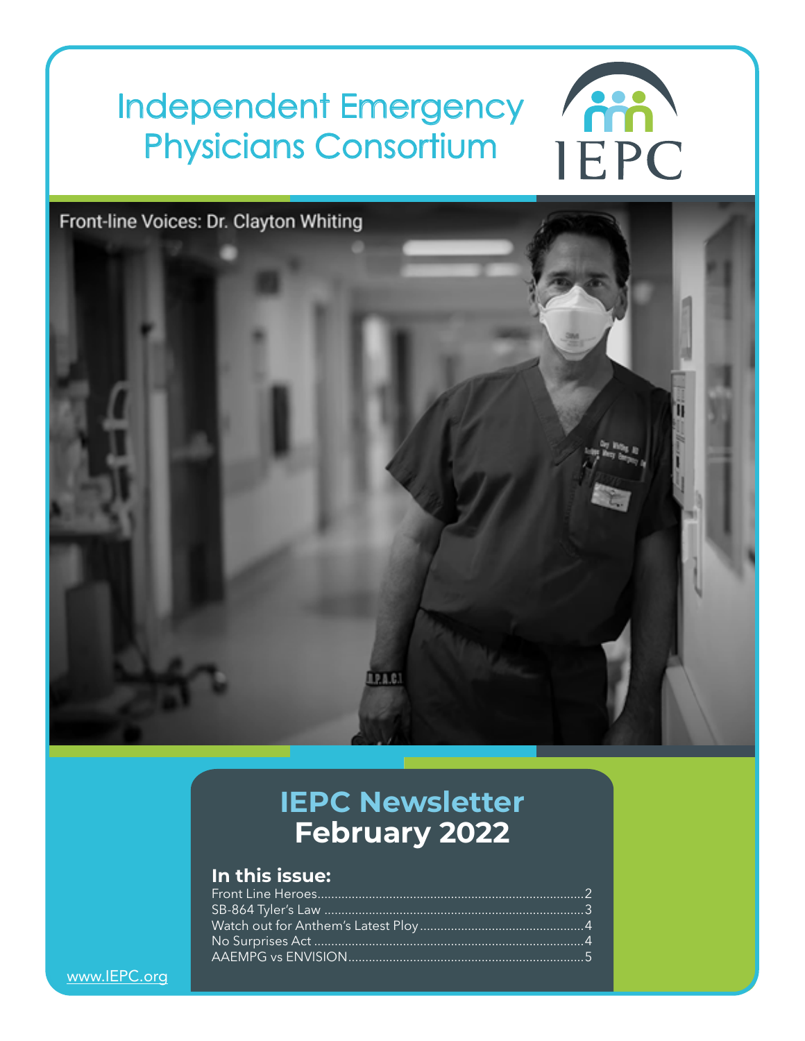# Independent Emergency Physicians Consortium

IEPC

Front-line Voices: Dr. Clayton Whiting

## IEPC Newsletter
## February 2022

### In this issue:

Front Line Heroes....................................2
SB-864 Tyler's Law....................................3
Watch out for Anthem's Latest Ploy....................4
No Surprises Act......................................4
AAEMPG vs ENVISION....................................5

www.IEPC.org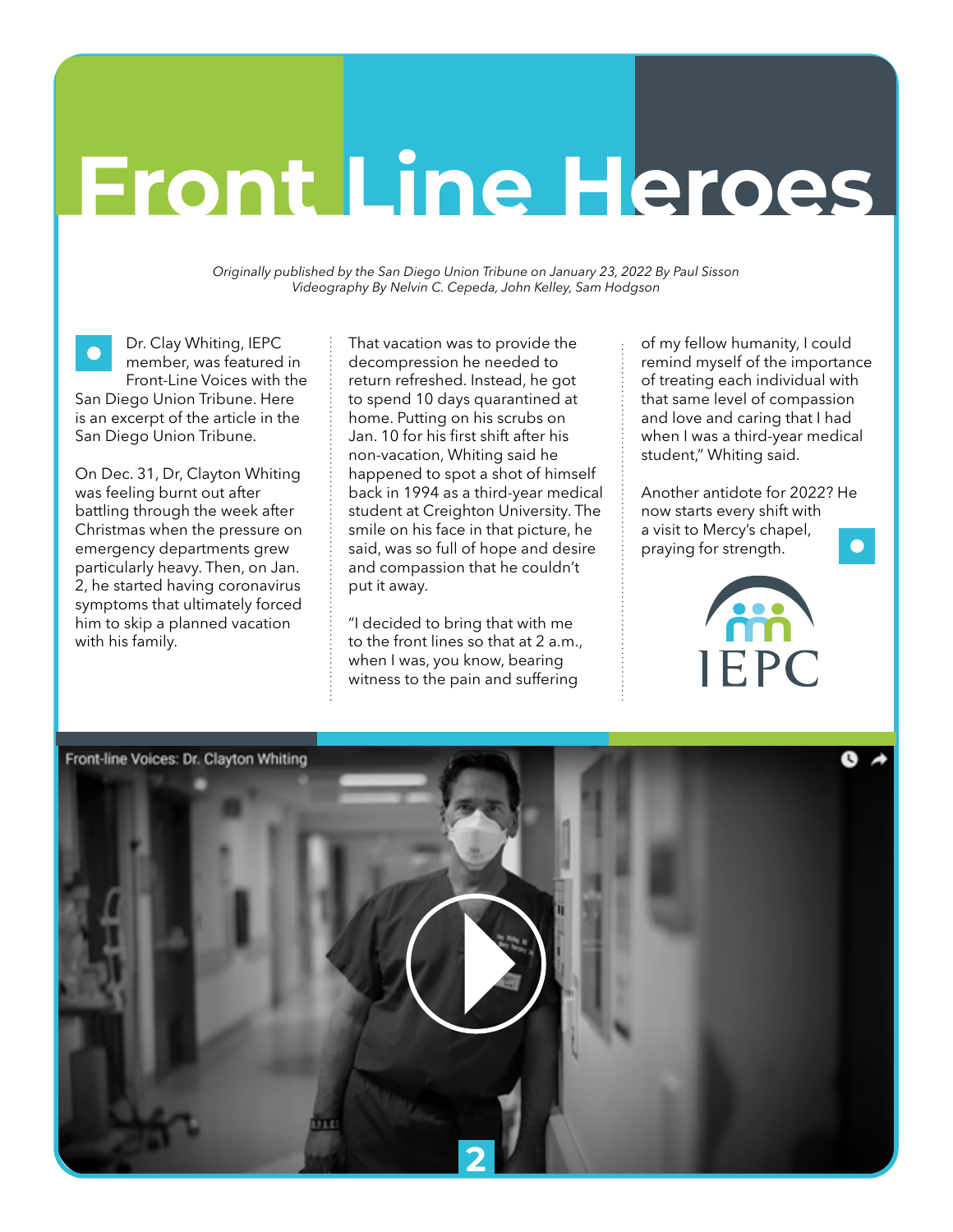# Front Line Heroes

*Originally published by the San Diego Union Tribune on January 23, 2022 By Paul Sisson*
*Videography By Nelvin C. Cepeda, John Kelley, Sam Hodgson*

Dr. Clay Whiting, IEPC member, was featured in Front-Line Voices with the San Diego Union Tribune. Here is an excerpt of the article in the San Diego Union Tribune.

On Dec. 31, Dr, Clayton Whiting was feeling burnt out after battling through the week after Christmas when the pressure on emergency departments grew particularly heavy. Then, on Jan. 2, he started having coronavirus symptoms that ultimately forced him to skip a planned vacation with his family.

That vacation was to provide the decompression he needed to return refreshed. Instead, he got to spend 10 days quarantined at home. Putting on his scrubs on Jan. 10 for his first shift after his non-vacation, Whiting said he happened to spot a shot of himself back in 1994 as a third-year medical student at Creighton University. The smile on his face in that picture, he said, was so full of hope and desire and compassion that he couldn't put it away.

"I decided to bring that with me to the front lines so that at 2 a.m., when I was, you know, bearing witness to the pain and suffering of my fellow humanity, I could remind myself of the importance of treating each individual with that same level of compassion and love and caring that I had when I was a third-year medical student," Whiting said.

Another antidote for 2022? He now starts every shift with a visit to Mercy's chapel, praying for strength.

IEPC

Front-line Voices: Dr. Clayton Whiting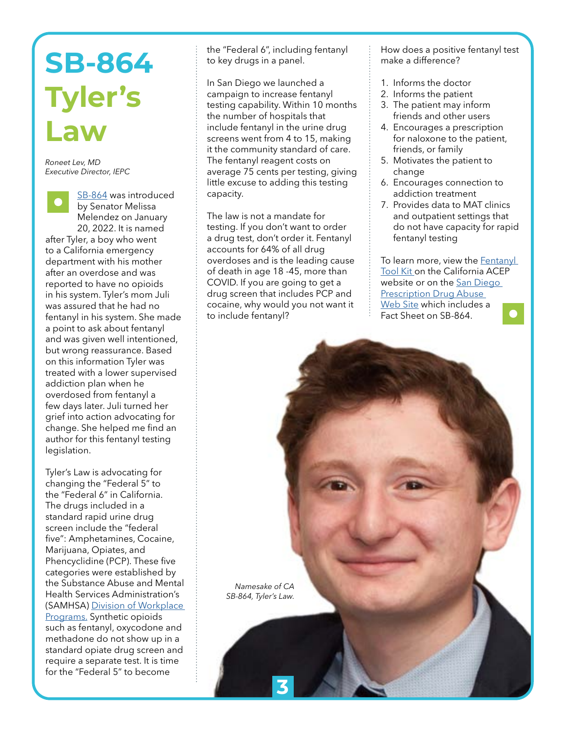# SB-864 Tyler's Law

*Roneet Lev, MD*
*Executive Director, IEPC*

SB-864 was introduced by Senator Melissa Melendez on January 20, 2022. It is named after Tyler, a boy who went to a California emergency department with his mother after an overdose and was reported to have no opioids in his system. Tyler's mom Juli was assured that he had no fentanyl in his system. She made a point to ask about fentanyl and was given well intentioned, but wrong reassurance. Based on this information Tyler was treated with a lower supervised addiction plan when he overdosed from fentanyl a few days later. Juli turned her grief into action advocating for change. She helped me find an author for this fentanyl testing legislation.

Tyler's Law is advocating for changing the "Federal 5" to the "Federal 6" in California. The drugs included in a standard rapid urine drug screen include the "federal five": Amphetamines, Cocaine, Marijuana, Opiates, and Phencyclidine (PCP). These five categories were established by the Substance Abuse and Mental Health Services Administration's (SAMHSA) Division of Workplace Programs. Synthetic opioids such as fentanyl, oxycodone and methadone do not show up in a standard opiate drug screen and require a separate test. It is time for the "Federal 5" to become the "Federal 6", including fentanyl to key drugs in a panel.

In San Diego we launched a campaign to increase fentanyl testing capability. Within 10 months the number of hospitals that include fentanyl in the urine drug screens went from 4 to 15, making it the community standard of care. The fentanyl reagent costs on average 75 cents per testing, giving little excuse to adding this testing capacity.

The law is not a mandate for testing. If you don't want to order a drug test, don't order it. Fentanyl accounts for 64% of all drug overdoses and is the leading cause of death in age 18 -45, more than COVID. If you are going to get a drug screen that includes PCP and cocaine, why would you not want it to include fentanyl?

How does a positive fentanyl test make a difference?

1. Informs the doctor
2. Informs the patient
3. The patient may inform friends and other users
4. Encourages a prescription for naloxone to the patient, friends, or family
5. Motivates the patient to change
6. Encourages connection to addiction treatment
7. Provides data to MAT clinics and outpatient settings that do not have capacity for rapid fentanyl testing

To learn more, view the Fentanyl Tool Kit on the California ACEP website or on the San Diego Prescription Drug Abuse Web Site which includes a Fact Sheet on SB-864.

*Namesake of CA SB-864, Tyler's Law.*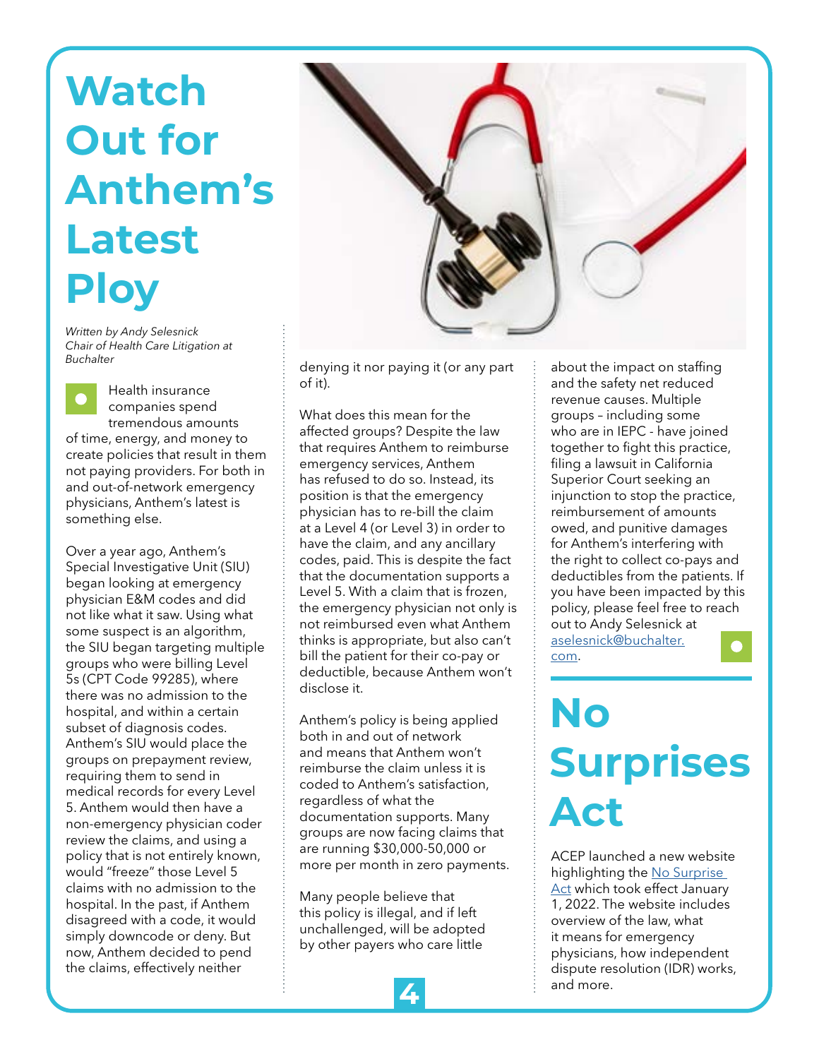# Watch Out for Anthem's Latest Ploy

*Written by Andy Selesnick*
*Chair of Health Care Litigation at Buchalter*

Health insurance companies spend tremendous amounts of time, energy, and money to create policies that result in them not paying providers. For both in and out-of-network emergency physicians, Anthem's latest is something else.

Over a year ago, Anthem's Special Investigative Unit (SIU) began looking at emergency physician E&M codes and did not like what it saw. Using what some suspect is an algorithm, the SIU began targeting multiple groups who were billing Level 5s (CPT Code 99285), where there was no admission to the hospital, and within a certain subset of diagnosis codes. Anthem's SIU would place the groups on prepayment review, requiring them to send in medical records for every Level 5. Anthem would then have a non-emergency physician coder review the claims, and using a policy that is not entirely known, would "freeze" those Level 5 claims with no admission to the hospital. In the past, if Anthem disagreed with a code, it would simply downcode or deny. But now, Anthem decided to pend the claims, effectively neither denying it nor paying it (or any part of it).

What does this mean for the affected groups? Despite the law that requires Anthem to reimburse emergency services, Anthem has refused to do so. Instead, its position is that the emergency physician has to re-bill the claim at a Level 4 (or Level 3) in order to have the claim, and any ancillary codes, paid. This is despite the fact that the documentation supports a Level 5. With a claim that is frozen, the emergency physician not only is not reimbursed even what Anthem thinks is appropriate, but also can't bill the patient for their co-pay or deductible, because Anthem won't disclose it.

Anthem's policy is being applied both in and out of network and means that Anthem won't reimburse the claim unless it is coded to Anthem's satisfaction, regardless of what the documentation supports. Many groups are now facing claims that are running $30,000-50,000 or more per month in zero payments.

Many people believe that this policy is illegal, and if left unchallenged, will be adopted by other payers who care little about the impact on staffing and the safety net reduced revenue causes. Multiple groups – including some who are in IEPC - have joined together to fight this practice, filing a lawsuit in California Superior Court seeking an injunction to stop the practice, reimbursement of amounts owed, and punitive damages for Anthem's interfering with the right to collect co-pays and deductibles from the patients. If you have been impacted by this policy, please feel free to reach out to Andy Selesnick at [aselesnick@buchalter.com](mailto:aselesnick@buchalter.com).

# No Surprises Act

ACEP launched a new website highlighting the [No Surprise Act](#) which took effect January 1, 2022. The website includes overview of the law, what it means for emergency physicians, how independent dispute resolution (IDR) works, and more.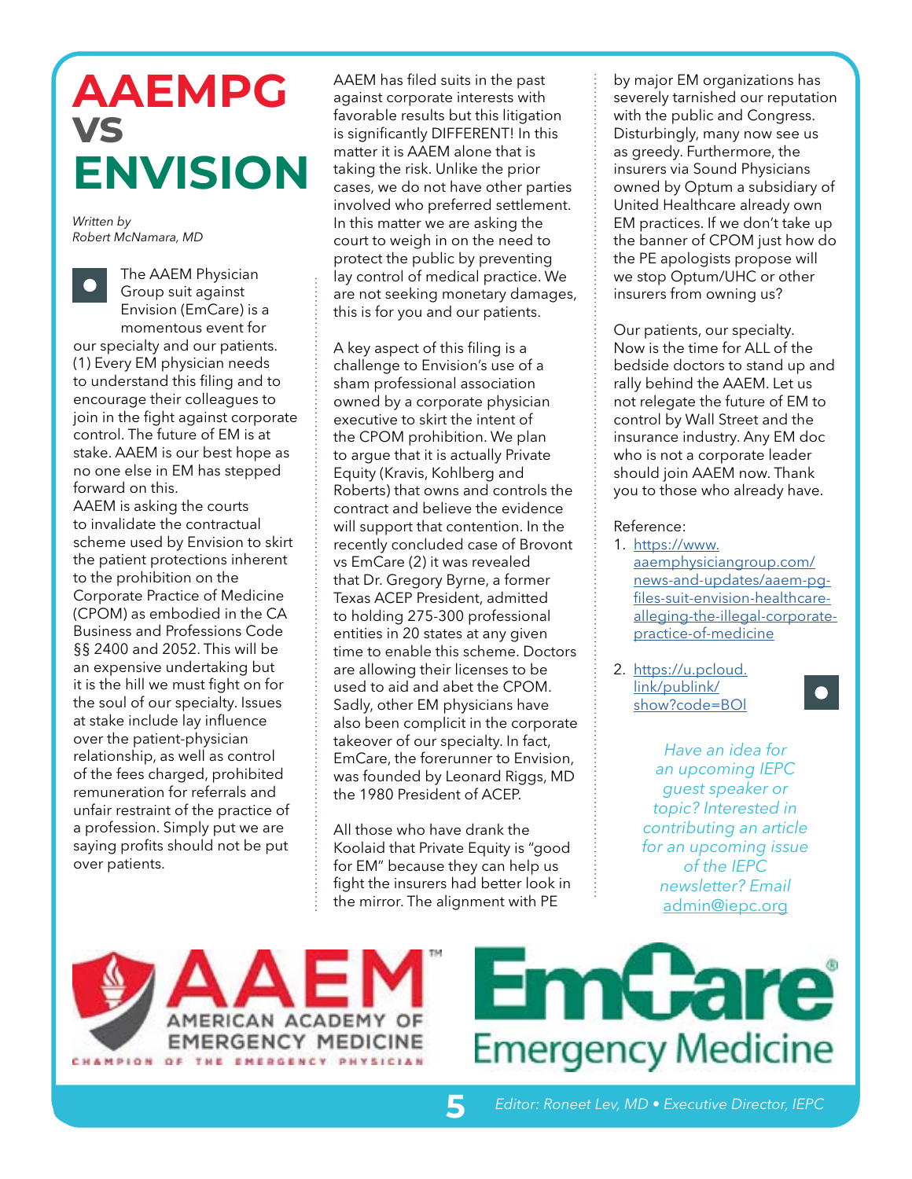# AAEMPG VS ENVISION

*Written by*
*Robert McNamara, MD*

The AAEM Physician Group suit against Envision (EmCare) is a momentous event for our specialty and our patients. (1) Every EM physician needs to understand this filing and to encourage their colleagues to join in the fight against corporate control. The future of EM is at stake. AAEM is our best hope as no one else in EM has stepped forward on this.

AAEM is asking the courts to invalidate the contractual scheme used by Envision to skirt the patient protections inherent to the prohibition on the Corporate Practice of Medicine (CPOM) as embodied in the CA Business and Professions Code §§ 2400 and 2052. This will be an expensive undertaking but it is the hill we must fight on for the soul of our specialty. Issues at stake include lay influence over the patient-physician relationship, as well as control of the fees charged, prohibited remuneration for referrals and unfair restraint of the practice of a profession. Simply put we are saying profits should not be put over patients.

AAEM has filed suits in the past against corporate interests with favorable results but this litigation is significantly DIFFERENT! In this matter it is AAEM alone that is taking the risk. Unlike the prior cases, we do not have other parties involved who preferred settlement. In this matter we are asking the court to weigh in on the need to protect the public by preventing lay control of medical practice. We are not seeking monetary damages, this is for you and our patients.

A key aspect of this filing is a challenge to Envision's use of a sham professional association owned by a corporate physician executive to skirt the intent of the CPOM prohibition. We plan to argue that it is actually Private Equity (Kravis, Kohlberg and Roberts) that owns and controls the contract and believe the evidence will support that contention. In the recently concluded case of Brovont vs EmCare (2) it was revealed that Dr. Gregory Byrne, a former Texas ACEP President, admitted to holding 275-300 professional entities in 20 states at any given time to enable this scheme. Doctors are allowing their licenses to be used to aid and abet the CPOM. Sadly, other EM physicians have also been complicit in the corporate takeover of our specialty. In fact, EmCare, the forerunner to Envision, was founded by Leonard Riggs, MD the 1980 President of ACEP.

All those who have drank the Koolaid that Private Equity is "good for EM" because they can help us fight the insurers had better look in the mirror. The alignment with PE by major EM organizations has severely tarnished our reputation with the public and Congress. Disturbingly, many now see us as greedy. Furthermore, the insurers via Sound Physicians owned by Optum a subsidiary of United Healthcare already own EM practices. If we don't take up the banner of CPOM just how do the PE apologists propose will we stop Optum/UHC or other insurers from owning us?

Our patients, our specialty. Now is the time for ALL of the bedside doctors to stand up and rally behind the AAEM. Let us not relegate the future of EM to control by Wall Street and the insurance industry. Any EM doc who is not a corporate leader should join AAEM now. Thank you to those who already have.

Reference:

1. https://www.aaemphysiciangroup.com/news-and-updates/aaem-pg-files-suit-envision-healthcare-alleging-the-illegal-corporate-practice-of-medicine
2. https://u.pcloud.link/publink/show?code=BOI

*Have an idea for an upcoming IEPC guest speaker or topic? Interested in contributing an article for an upcoming issue of the IEPC newsletter? Email* admin@iepc.org

AAEM AMERICAN ACADEMY OF EMERGENCY MEDICINE — CHAMPION OF THE EMERGENCY PHYSICIAN

EmCare Emergency Medicine

*Editor: Roneet Lev, MD • Executive Director, IEPC*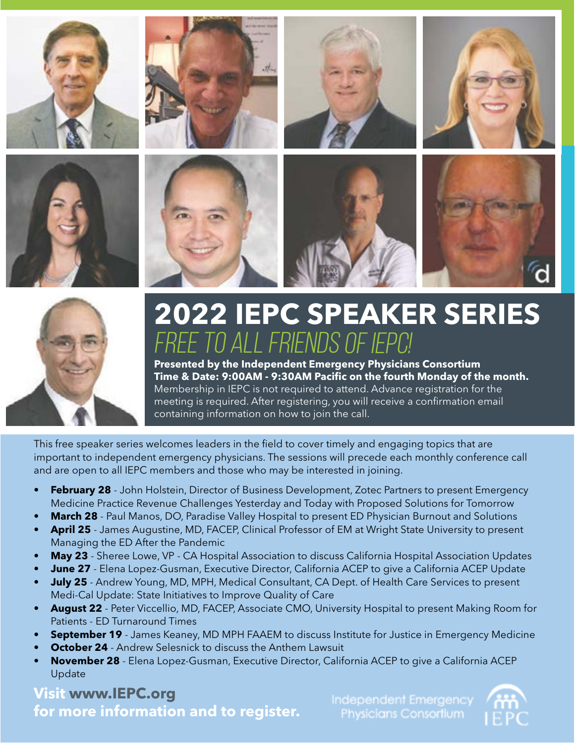# 2022 IEPC SPEAKER SERIES

## *FREE TO ALL FRIENDS OF IEPC!*

**Presented by the Independent Emergency Physicians Consortium**
**Time & Date: 9:00AM - 9:30AM Pacific on the fourth Monday of the month.**
Membership in IEPC is not required to attend. Advance registration for the meeting is required. After registering, you will receive a confirmation email containing information on how to join the call.

This free speaker series welcomes leaders in the field to cover timely and engaging topics that are important to independent emergency physicians. The sessions will precede each monthly conference call and are open to all IEPC members and those who may be interested in joining.

- **February 28** - John Holstein, Director of Business Development, Zotec Partners to present Emergency Medicine Practice Revenue Challenges Yesterday and Today with Proposed Solutions for Tomorrow
- **March 28** - Paul Manos, DO, Paradise Valley Hospital to present ED Physician Burnout and Solutions
- **April 25** - James Augustine, MD, FACEP, Clinical Professor of EM at Wright State University to present Managing the ED After the Pandemic
- **May 23** - Sheree Lowe, VP - CA Hospital Association to discuss California Hospital Association Updates
- **June 27** - Elena Lopez-Gusman, Executive Director, California ACEP to give a California ACEP Update
- **July 25** - Andrew Young, MD, MPH, Medical Consultant, CA Dept. of Health Care Services to present Medi-Cal Update: State Initiatives to Improve Quality of Care
- **August 22** - Peter Viccellio, MD, FACEP, Associate CMO, University Hospital to present Making Room for Patients - ED Turnaround Times
- **September 19** - James Keaney, MD MPH FAAEM to discuss Institute for Justice in Emergency Medicine
- **October 24** - Andrew Selesnick to discuss the Anthem Lawsuit
- **November 28** - Elena Lopez-Gusman, Executive Director, California ACEP to give a California ACEP Update

**Visit www.IEPC.org for more information and to register.**

Independent Emergency Physicians Consortium

IEPC